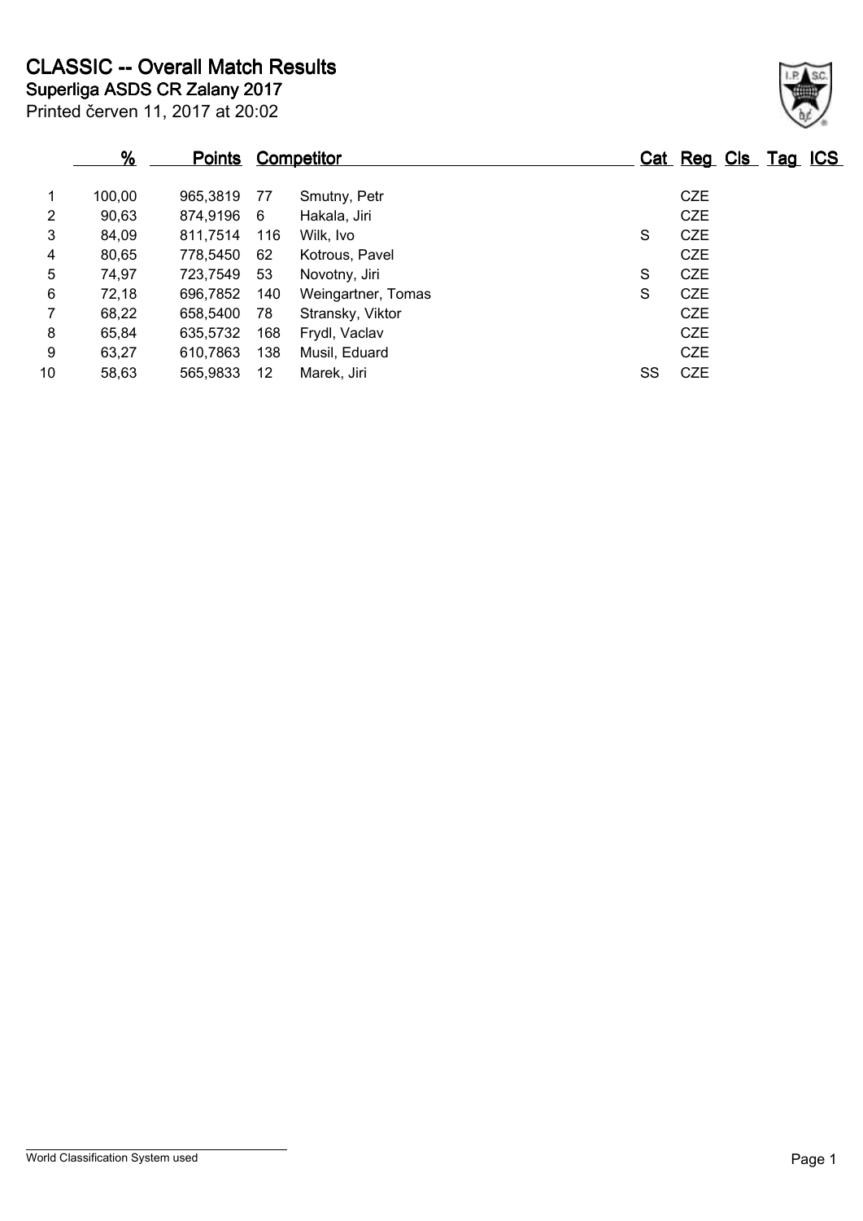# CLASSIC -- Overall Match Results

## Superliga ASDS CR Zalany 2017

Printed červen 11, 2017 at 20:02

| | % | Points | Competitor | | Cat | Reg | Cls | Tag | ICS |
|---|---|---|---|---|---|---|---|---|---|
| 1 | 100,00 | 965,3819 | 77 | Smutny, Petr | | CZE | | | |
| 2 | 90,63 | 874,9196 | 6 | Hakala, Jiri | | CZE | | | |
| 3 | 84,09 | 811,7514 | 116 | Wilk, Ivo | S | CZE | | | |
| 4 | 80,65 | 778,5450 | 62 | Kotrous, Pavel | | CZE | | | |
| 5 | 74,97 | 723,7549 | 53 | Novotny, Jiri | S | CZE | | | |
| 6 | 72,18 | 696,7852 | 140 | Weingartner, Tomas | S | CZE | | | |
| 7 | 68,22 | 658,5400 | 78 | Stransky, Viktor | | CZE | | | |
| 8 | 65,84 | 635,5732 | 168 | Frydl, Vaclav | | CZE | | | |
| 9 | 63,27 | 610,7863 | 138 | Musil, Eduard | | CZE | | | |
| 10 | 58,63 | 565,9833 | 12 | Marek, Jiri | SS | CZE | | | |

World Classification System used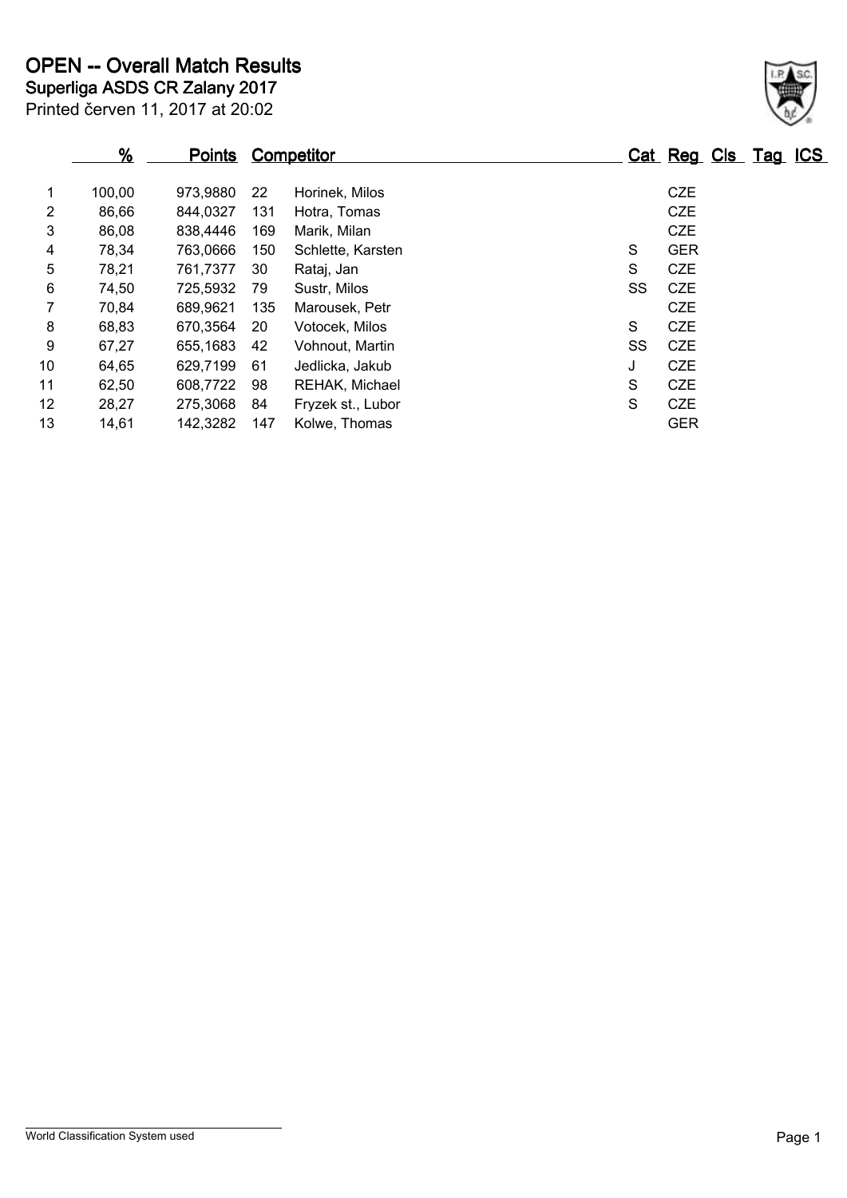# OPEN -- Overall Match Results

## Superliga ASDS CR Zalany 2017

Printed červen 11, 2017 at 20:02

| | % | Points | Competitor | | Cat | Reg | Cls | Tag | ICS |
|---|---|---|---|---|---|---|---|---|---|
| 1 | 100,00 | 973,9880 | 22 | Horinek, Milos | | CZE | | | |
| 2 | 86,66 | 844,0327 | 131 | Hotra, Tomas | | CZE | | | |
| 3 | 86,08 | 838,4446 | 169 | Marik, Milan | | CZE | | | |
| 4 | 78,34 | 763,0666 | 150 | Schlette, Karsten | S | GER | | | |
| 5 | 78,21 | 761,7377 | 30 | Rataj, Jan | S | CZE | | | |
| 6 | 74,50 | 725,5932 | 79 | Sustr, Milos | SS | CZE | | | |
| 7 | 70,84 | 689,9621 | 135 | Marousek, Petr | | CZE | | | |
| 8 | 68,83 | 670,3564 | 20 | Votocek, Milos | S | CZE | | | |
| 9 | 67,27 | 655,1683 | 42 | Vohnout, Martin | SS | CZE | | | |
| 10 | 64,65 | 629,7199 | 61 | Jedlicka, Jakub | J | CZE | | | |
| 11 | 62,50 | 608,7722 | 98 | REHAK, Michael | S | CZE | | | |
| 12 | 28,27 | 275,3068 | 84 | Fryzek st., Lubor | S | CZE | | | |
| 13 | 14,61 | 142,3282 | 147 | Kolwe, Thomas | | GER | | | |

World Classification System used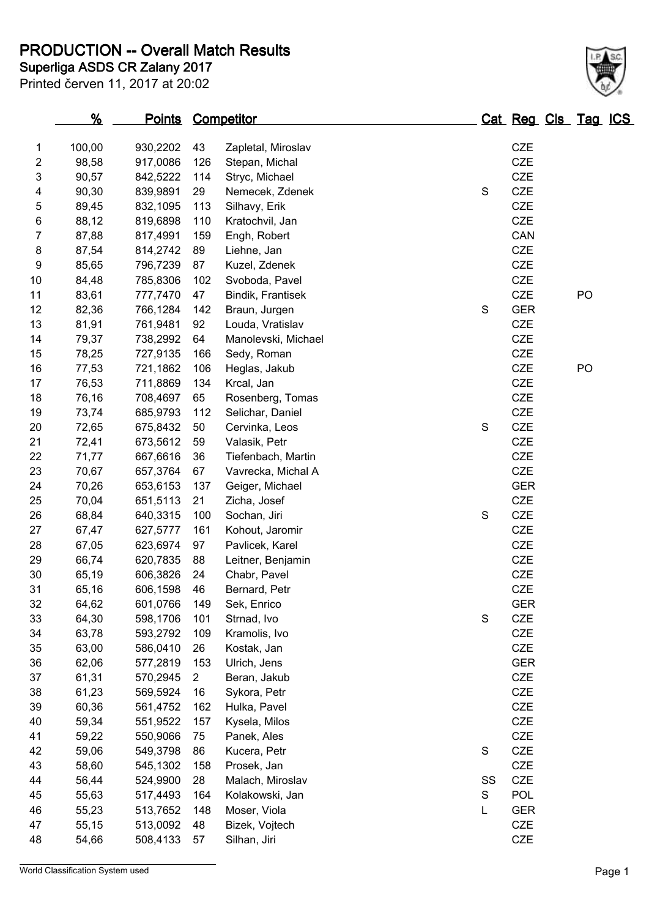# PRODUCTION -- Overall Match Results

**Superliga ASDS CR Zalany 2017**

Printed červen 11, 2017 at 20:02

| | % | Points | Competitor | | Cat | Reg | Cls | Tag | ICS |
|---|---|---|---|---|---|---|---|---|---|
| 1 | 100,00 | 930,2202 | 43 | Zapletal, Miroslav | | CZE | | | |
| 2 | 98,58 | 917,0086 | 126 | Stepan, Michal | | CZE | | | |
| 3 | 90,57 | 842,5222 | 114 | Stryc, Michael | | CZE | | | |
| 4 | 90,30 | 839,9891 | 29 | Nemecek, Zdenek | S | CZE | | | |
| 5 | 89,45 | 832,1095 | 113 | Silhavy, Erik | | CZE | | | |
| 6 | 88,12 | 819,6898 | 110 | Kratochvil, Jan | | CZE | | | |
| 7 | 87,88 | 817,4991 | 159 | Engh, Robert | | CAN | | | |
| 8 | 87,54 | 814,2742 | 89 | Liehne, Jan | | CZE | | | |
| 9 | 85,65 | 796,7239 | 87 | Kuzel, Zdenek | | CZE | | | |
| 10 | 84,48 | 785,8306 | 102 | Svoboda, Pavel | | CZE | | | |
| 11 | 83,61 | 777,7470 | 47 | Bindik, Frantisek | | CZE | | PO | |
| 12 | 82,36 | 766,1284 | 142 | Braun, Jurgen | S | GER | | | |
| 13 | 81,91 | 761,9481 | 92 | Louda, Vratislav | | CZE | | | |
| 14 | 79,37 | 738,2992 | 64 | Manolevski, Michael | | CZE | | | |
| 15 | 78,25 | 727,9135 | 166 | Sedy, Roman | | CZE | | | |
| 16 | 77,53 | 721,1862 | 106 | Heglas, Jakub | | CZE | | PO | |
| 17 | 76,53 | 711,8869 | 134 | Krcal, Jan | | CZE | | | |
| 18 | 76,16 | 708,4697 | 65 | Rosenberg, Tomas | | CZE | | | |
| 19 | 73,74 | 685,9793 | 112 | Selichar, Daniel | | CZE | | | |
| 20 | 72,65 | 675,8432 | 50 | Cervinka, Leos | S | CZE | | | |
| 21 | 72,41 | 673,5612 | 59 | Valasik, Petr | | CZE | | | |
| 22 | 71,77 | 667,6616 | 36 | Tiefenbach, Martin | | CZE | | | |
| 23 | 70,67 | 657,3764 | 67 | Vavrecka, Michal A | | CZE | | | |
| 24 | 70,26 | 653,6153 | 137 | Geiger, Michael | | GER | | | |
| 25 | 70,04 | 651,5113 | 21 | Zicha, Josef | | CZE | | | |
| 26 | 68,84 | 640,3315 | 100 | Sochan, Jiri | S | CZE | | | |
| 27 | 67,47 | 627,5777 | 161 | Kohout, Jaromir | | CZE | | | |
| 28 | 67,05 | 623,6974 | 97 | Pavlicek, Karel | | CZE | | | |
| 29 | 66,74 | 620,7835 | 88 | Leitner, Benjamin | | CZE | | | |
| 30 | 65,19 | 606,3826 | 24 | Chabr, Pavel | | CZE | | | |
| 31 | 65,16 | 606,1598 | 46 | Bernard, Petr | | CZE | | | |
| 32 | 64,62 | 601,0766 | 149 | Sek, Enrico | | GER | | | |
| 33 | 64,30 | 598,1706 | 101 | Strnad, Ivo | S | CZE | | | |
| 34 | 63,78 | 593,2792 | 109 | Kramolis, Ivo | | CZE | | | |
| 35 | 63,00 | 586,0410 | 26 | Kostak, Jan | | CZE | | | |
| 36 | 62,06 | 577,2819 | 153 | Ulrich, Jens | | GER | | | |
| 37 | 61,31 | 570,2945 | 2 | Beran, Jakub | | CZE | | | |
| 38 | 61,23 | 569,5924 | 16 | Sykora, Petr | | CZE | | | |
| 39 | 60,36 | 561,4752 | 162 | Hulka, Pavel | | CZE | | | |
| 40 | 59,34 | 551,9522 | 157 | Kysela, Milos | | CZE | | | |
| 41 | 59,22 | 550,9066 | 75 | Panek, Ales | | CZE | | | |
| 42 | 59,06 | 549,3798 | 86 | Kucera, Petr | S | CZE | | | |
| 43 | 58,60 | 545,1302 | 158 | Prosek, Jan | | CZE | | | |
| 44 | 56,44 | 524,9900 | 28 | Malach, Miroslav | SS | CZE | | | |
| 45 | 55,63 | 517,4493 | 164 | Kolakowski, Jan | S | POL | | | |
| 46 | 55,23 | 513,7652 | 148 | Moser, Viola | L | GER | | | |
| 47 | 55,15 | 513,0092 | 48 | Bizek, Vojtech | | CZE | | | |
| 48 | 54,66 | 508,4133 | 57 | Silhan, Jiri | | CZE | | | |

World Classification System used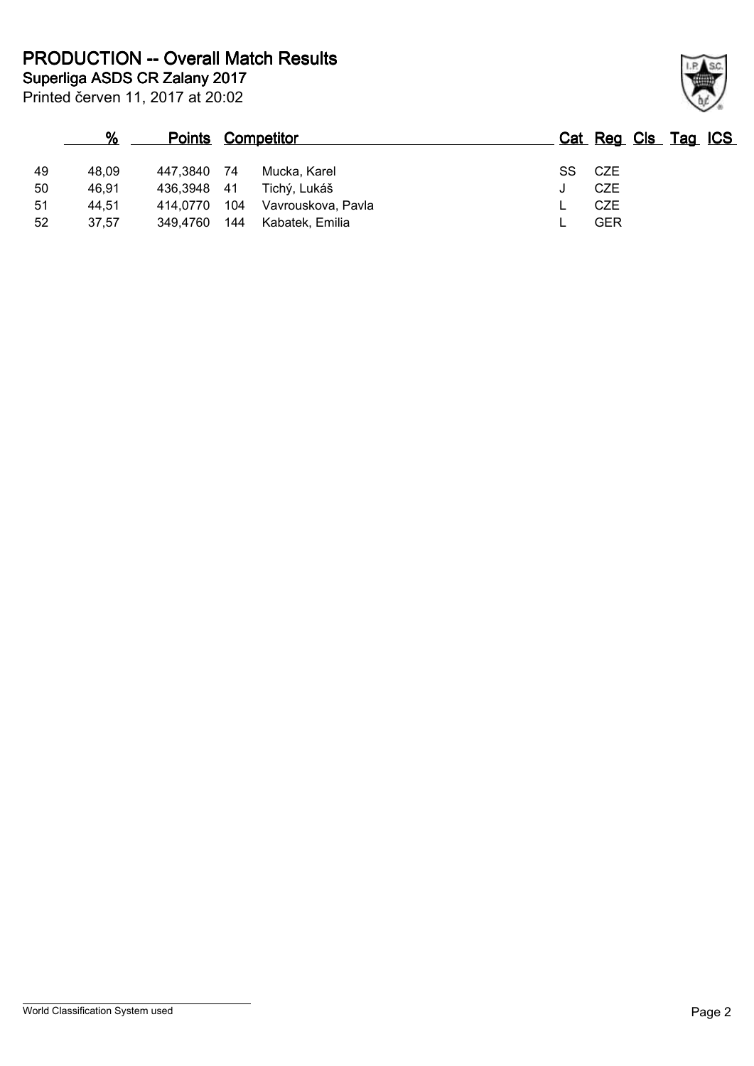# PRODUCTION -- Overall Match Results

## Superliga ASDS CR Zalany 2017

Printed červen 11, 2017 at 20:02

| | % | Points | Competitor | | Cat | Reg | Cls | Tag | ICS |
|---|---|---|---|---|---|---|---|---|---|
| 49 | 48,09 | 447,3840 | 74 | Mucka, Karel | SS | CZE | | | |
| 50 | 46,91 | 436,3948 | 41 | Tichý, Lukáš | J | CZE | | | |
| 51 | 44,51 | 414,0770 | 104 | Vavrouskova, Pavla | L | CZE | | | |
| 52 | 37,57 | 349,4760 | 144 | Kabatek, Emilia | L | GER | | | |

World Classification System used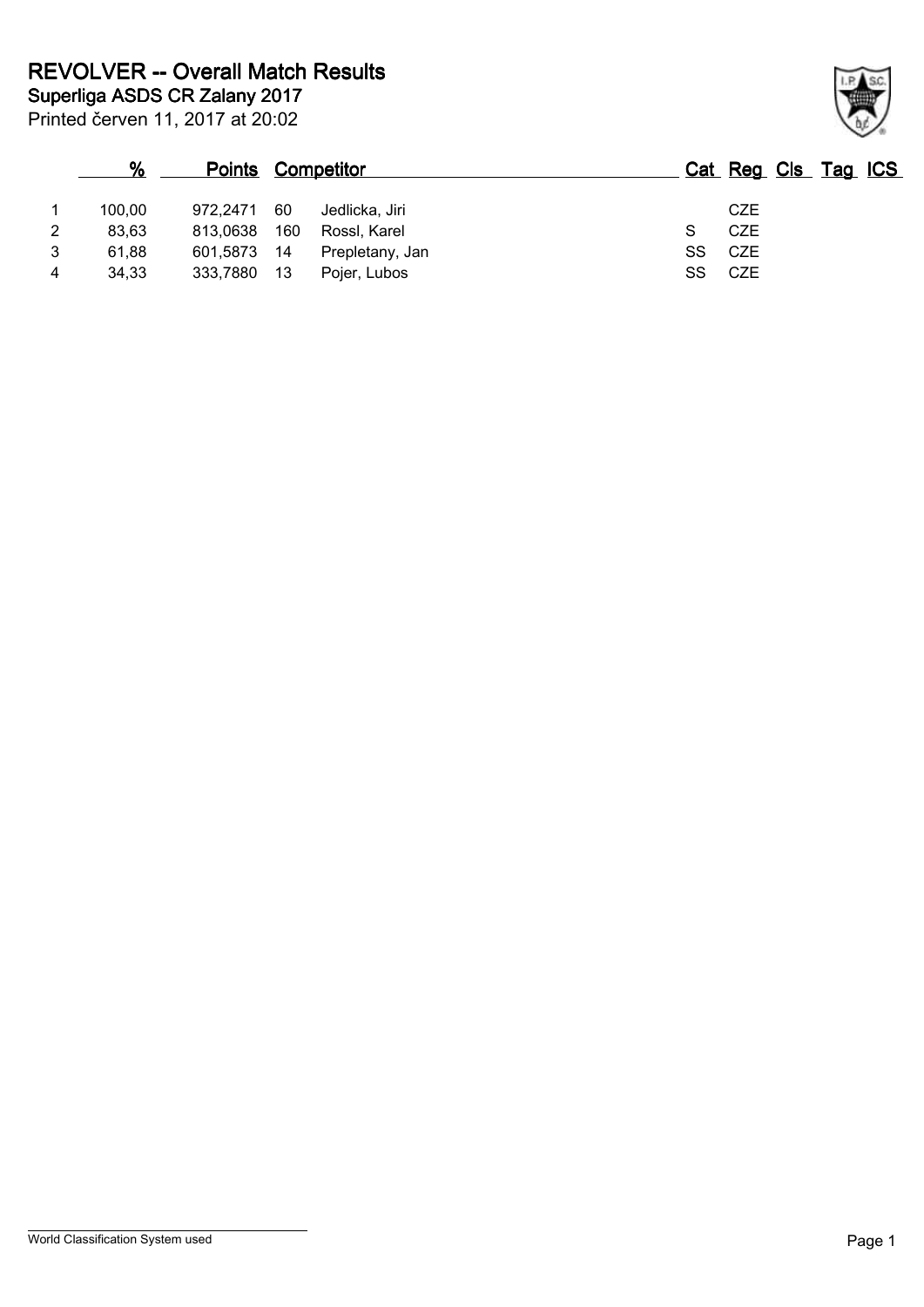# REVOLVER -- Overall Match Results

## Superliga ASDS CR Zalany 2017

Printed červen 11, 2017 at 20:02

| | % | Points | Competitor | | Cat | Reg | Cls | Tag | ICS |
|---|---|---|---|---|---|---|---|---|---|
| 1 | 100,00 | 972,2471 | 60 | Jedlicka, Jiri | | CZE | | | |
| 2 | 83,63 | 813,0638 | 160 | Rossl, Karel | S | CZE | | | |
| 3 | 61,88 | 601,5873 | 14 | Prepletany, Jan | SS | CZE | | | |
| 4 | 34,33 | 333,7880 | 13 | Pojer, Lubos | SS | CZE | | | |

World Classification System used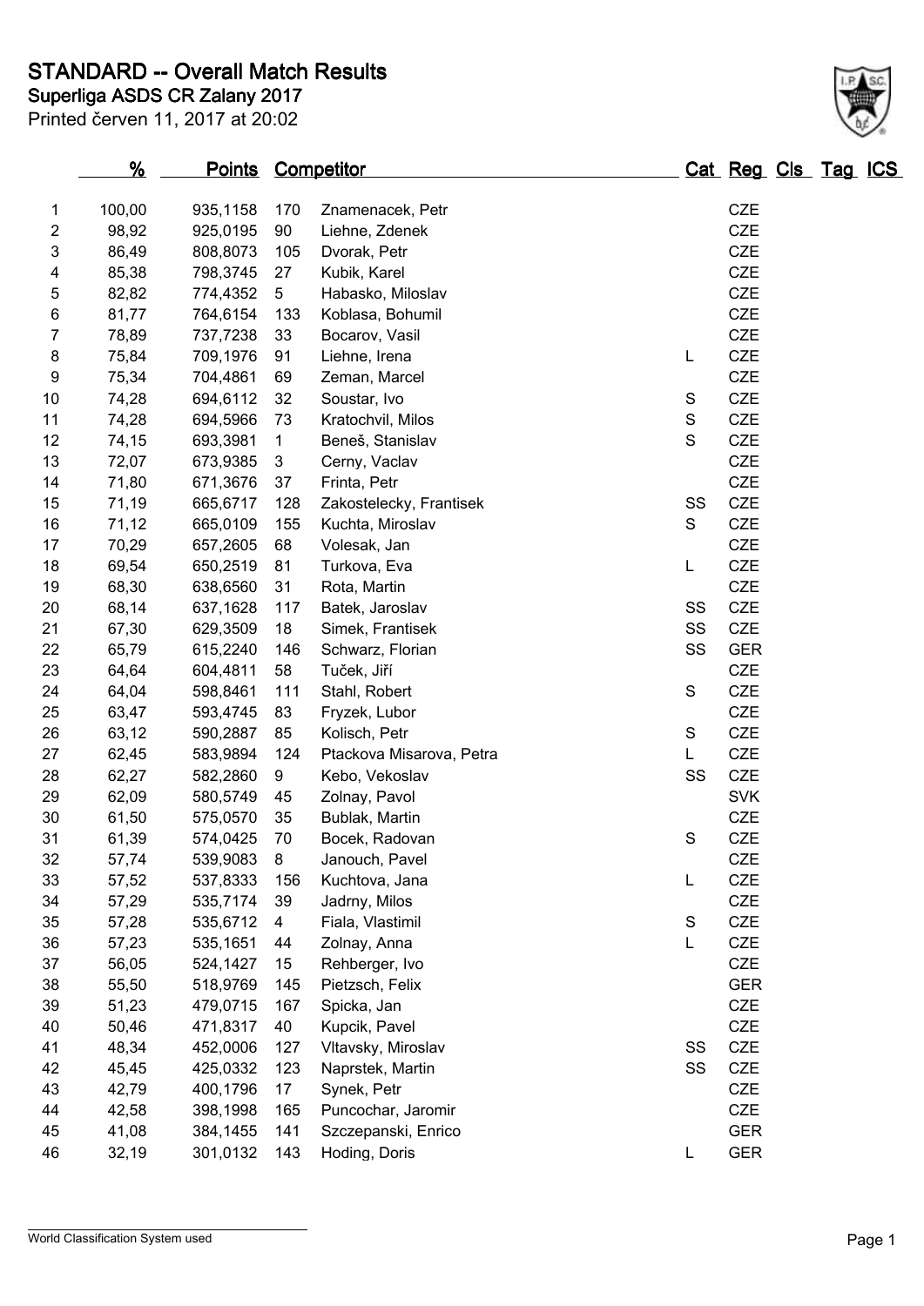# STANDARD -- Overall Match Results

## Superliga ASDS CR Zalany 2017

Printed červen 11, 2017 at 20:02

| | % | Points | Competitor | | Cat | Reg | Cls | Tag | ICS |
|---|---|---|---|---|---|---|---|---|---|
| 1 | 100,00 | 935,1158 | 170 | Znamenacek, Petr | | CZE | | | |
| 2 | 98,92 | 925,0195 | 90 | Liehne, Zdenek | | CZE | | | |
| 3 | 86,49 | 808,8073 | 105 | Dvorak, Petr | | CZE | | | |
| 4 | 85,38 | 798,3745 | 27 | Kubik, Karel | | CZE | | | |
| 5 | 82,82 | 774,4352 | 5 | Habasko, Miloslav | | CZE | | | |
| 6 | 81,77 | 764,6154 | 133 | Koblasa, Bohumil | | CZE | | | |
| 7 | 78,89 | 737,7238 | 33 | Bocarov, Vasil | | CZE | | | |
| 8 | 75,84 | 709,1976 | 91 | Liehne, Irena | L | CZE | | | |
| 9 | 75,34 | 704,4861 | 69 | Zeman, Marcel | | CZE | | | |
| 10 | 74,28 | 694,6112 | 32 | Soustar, Ivo | S | CZE | | | |
| 11 | 74,28 | 694,5966 | 73 | Kratochvil, Milos | S | CZE | | | |
| 12 | 74,15 | 693,3981 | 1 | Beneš, Stanislav | S | CZE | | | |
| 13 | 72,07 | 673,9385 | 3 | Cerny, Vaclav | | CZE | | | |
| 14 | 71,80 | 671,3676 | 37 | Frinta, Petr | | CZE | | | |
| 15 | 71,19 | 665,6717 | 128 | Zakostelecky, Frantisek | SS | CZE | | | |
| 16 | 71,12 | 665,0109 | 155 | Kuchta, Miroslav | S | CZE | | | |
| 17 | 70,29 | 657,2605 | 68 | Volesak, Jan | | CZE | | | |
| 18 | 69,54 | 650,2519 | 81 | Turkova, Eva | L | CZE | | | |
| 19 | 68,30 | 638,6560 | 31 | Rota, Martin | | CZE | | | |
| 20 | 68,14 | 637,1628 | 117 | Batek, Jaroslav | SS | CZE | | | |
| 21 | 67,30 | 629,3509 | 18 | Simek, Frantisek | SS | CZE | | | |
| 22 | 65,79 | 615,2240 | 146 | Schwarz, Florian | SS | GER | | | |
| 23 | 64,64 | 604,4811 | 58 | Tuček, Jiří | | CZE | | | |
| 24 | 64,04 | 598,8461 | 111 | Stahl, Robert | S | CZE | | | |
| 25 | 63,47 | 593,4745 | 83 | Fryzek, Lubor | | CZE | | | |
| 26 | 63,12 | 590,2887 | 85 | Kolisch, Petr | S | CZE | | | |
| 27 | 62,45 | 583,9894 | 124 | Ptackova Misarova, Petra | L | CZE | | | |
| 28 | 62,27 | 582,2860 | 9 | Kebo, Vekoslav | SS | CZE | | | |
| 29 | 62,09 | 580,5749 | 45 | Zolnay, Pavol | | SVK | | | |
| 30 | 61,50 | 575,0570 | 35 | Bublak, Martin | | CZE | | | |
| 31 | 61,39 | 574,0425 | 70 | Bocek, Radovan | S | CZE | | | |
| 32 | 57,74 | 539,9083 | 8 | Janouch, Pavel | | CZE | | | |
| 33 | 57,52 | 537,8333 | 156 | Kuchtova, Jana | L | CZE | | | |
| 34 | 57,29 | 535,7174 | 39 | Jadrny, Milos | | CZE | | | |
| 35 | 57,28 | 535,6712 | 4 | Fiala, Vlastimil | S | CZE | | | |
| 36 | 57,23 | 535,1651 | 44 | Zolnay, Anna | L | CZE | | | |
| 37 | 56,05 | 524,1427 | 15 | Rehberger, Ivo | | CZE | | | |
| 38 | 55,50 | 518,9769 | 145 | Pietzsch, Felix | | GER | | | |
| 39 | 51,23 | 479,0715 | 167 | Spicka, Jan | | CZE | | | |
| 40 | 50,46 | 471,8317 | 40 | Kupcik, Pavel | | CZE | | | |
| 41 | 48,34 | 452,0006 | 127 | Vltavsky, Miroslav | SS | CZE | | | |
| 42 | 45,45 | 425,0332 | 123 | Naprstek, Martin | SS | CZE | | | |
| 43 | 42,79 | 400,1796 | 17 | Synek, Petr | | CZE | | | |
| 44 | 42,58 | 398,1998 | 165 | Puncochar, Jaromir | | CZE | | | |
| 45 | 41,08 | 384,1455 | 141 | Szczepanski, Enrico | | GER | | | |
| 46 | 32,19 | 301,0132 | 143 | Hoding, Doris | L | GER | | | |

World Classification System used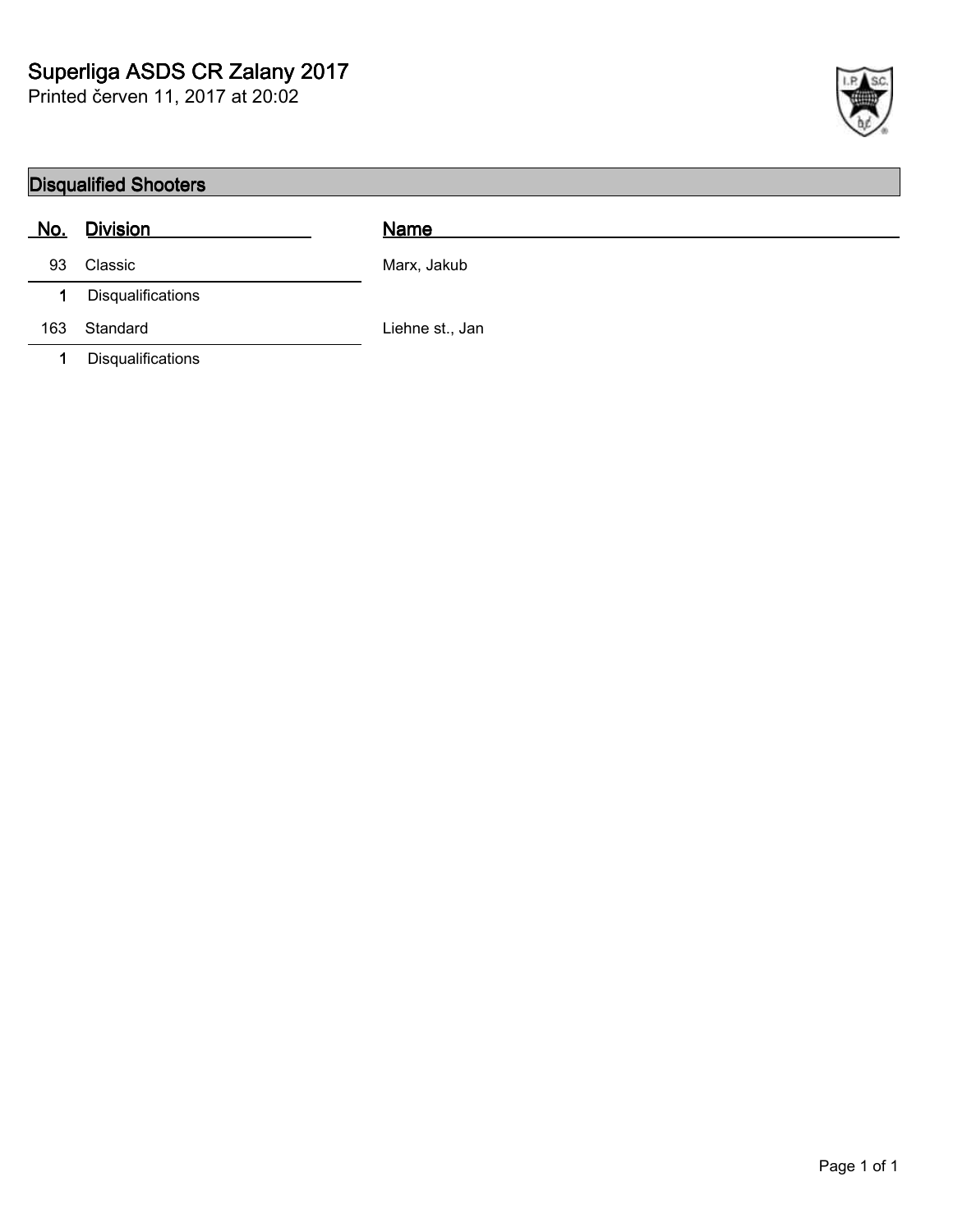# Superliga ASDS CR Zalany 2017

Printed červen 11, 2017 at 20:02

## Disqualified Shooters

| No. | Division | Name |
| --- | --- | --- |
| 93 | Classic | Marx, Jakub |
| 1 | Disqualifications | |
| 163 | Standard | Liehne st., Jan |
| 1 | Disqualifications | |